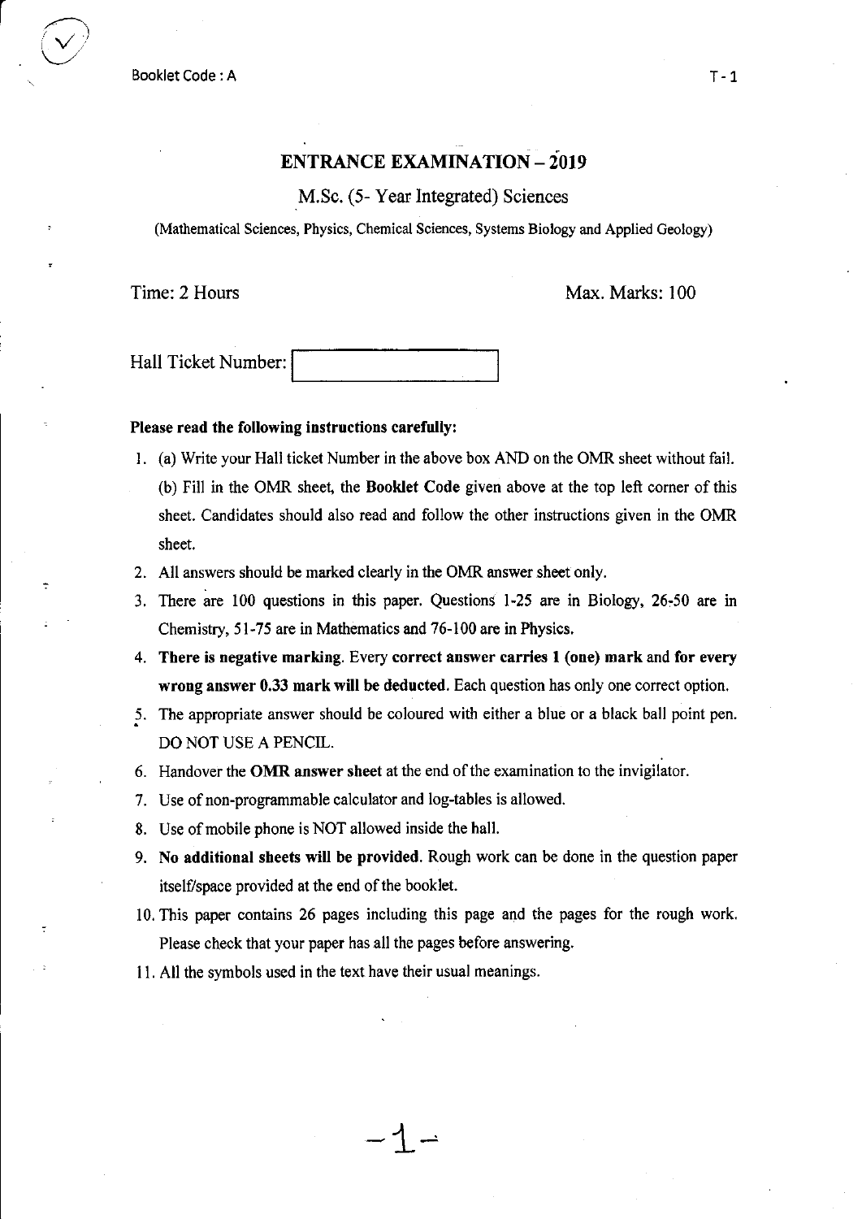Booklet Code : A

# ENTRANCE EXAMINATION – 2019

## M.Sc. (5- Year Integrated) Sciences

(Mathematical Sciences, Physics, Chemical Sciences, Systems Biology and Applied Geology)

Time: 2 Hours

Max. Marks: 100

Hall Ticket Number:

**Please read the following instructions carefully:**

1. (a) Write your Hall ticket Number in the above box AND on the OMR sheet without fail.

   (b) Fill in the OMR sheet, the **Booklet Code** given above at the top left corner of this sheet. Candidates should also read and follow the other instructions given in the OMR sheet.
2. All answers should be marked clearly in the OMR answer sheet only.
3. There are 100 questions in this paper. Questions 1-25 are in Biology, 26-50 are in Chemistry, 51-75 are in Mathematics and 76-100 are in Physics.
4. **There is negative marking.** Every **correct answer carries 1 (one) mark** and **for every wrong answer 0.33 mark will be deducted.** Each question has only one correct option.
5. The appropriate answer should be coloured with either a blue or a black ball point pen. DO NOT USE A PENCIL.
6. Handover the **OMR answer sheet** at the end of the examination to the invigilator.
7. Use of non-programmable calculator and log-tables is allowed.
8. Use of mobile phone is NOT allowed inside the hall.
9. **No additional sheets will be provided.** Rough work can be done in the question paper itself/space provided at the end of the booklet.
10. This paper contains 26 pages including this page and the pages for the rough work. Please check that your paper has all the pages before answering.
11. All the symbols used in the text have their usual meanings.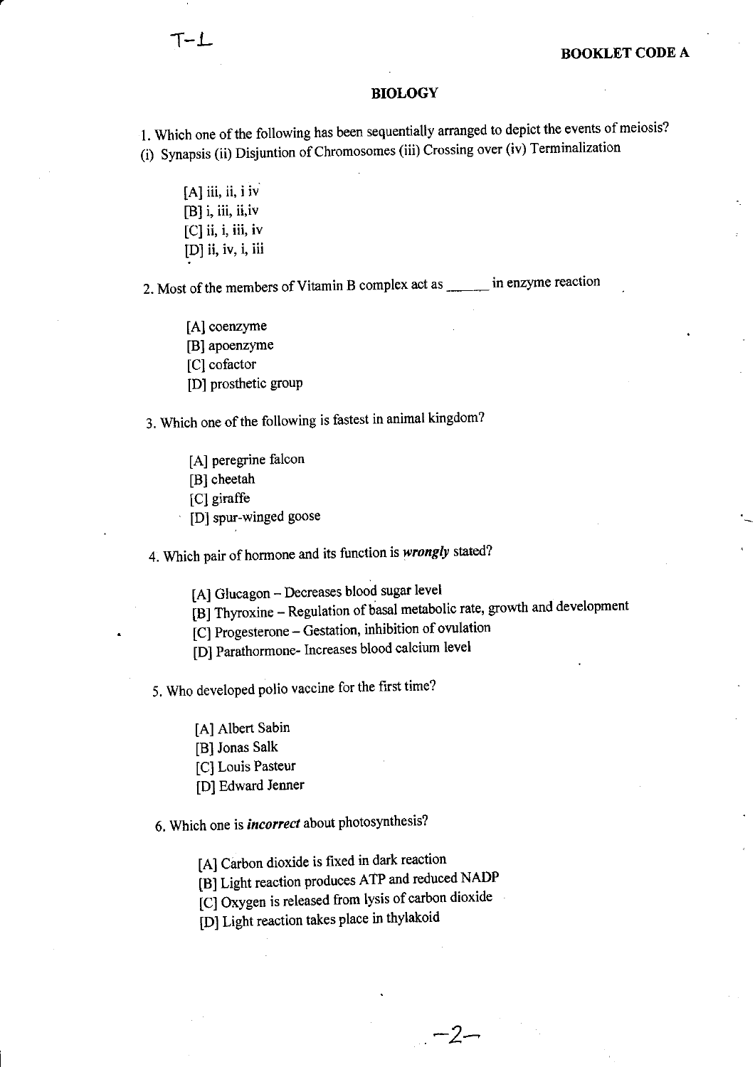T-1

**BOOKLET CODE A**

## BIOLOGY

1. Which one of the following has been sequentially arranged to depict the events of meiosis?
(i) Synapsis (ii) Disjuntion of Chromosomes (iii) Crossing over (iv) Terminalization

[A] iii, ii, i iv
[B] i, iii, ii,iv
[C] ii, i, iii, iv
[D] ii, iv, i, iii

2. Most of the members of Vitamin B complex act as ______ in enzyme reaction

[A] coenzyme
[B] apoenzyme
[C] cofactor
[D] prosthetic group

3. Which one of the following is fastest in animal kingdom?

[A] peregrine falcon
[B] cheetah
[C] giraffe
[D] spur-winged goose

4. Which pair of hormone and its function is ***wrongly*** stated?

[A] Glucagon – Decreases blood sugar level
[B] Thyroxine – Regulation of basal metabolic rate, growth and development
[C] Progesterone – Gestation, inhibition of ovulation
[D] Parathormone- Increases blood calcium level

5. Who developed polio vaccine for the first time?

[A] Albert Sabin
[B] Jonas Salk
[C] Louis Pasteur
[D] Edward Jenner

6. Which one is ***incorrect*** about photosynthesis?

[A] Carbon dioxide is fixed in dark reaction
[B] Light reaction produces ATP and reduced NADP
[C] Oxygen is released from lysis of carbon dioxide
[D] Light reaction takes place in thylakoid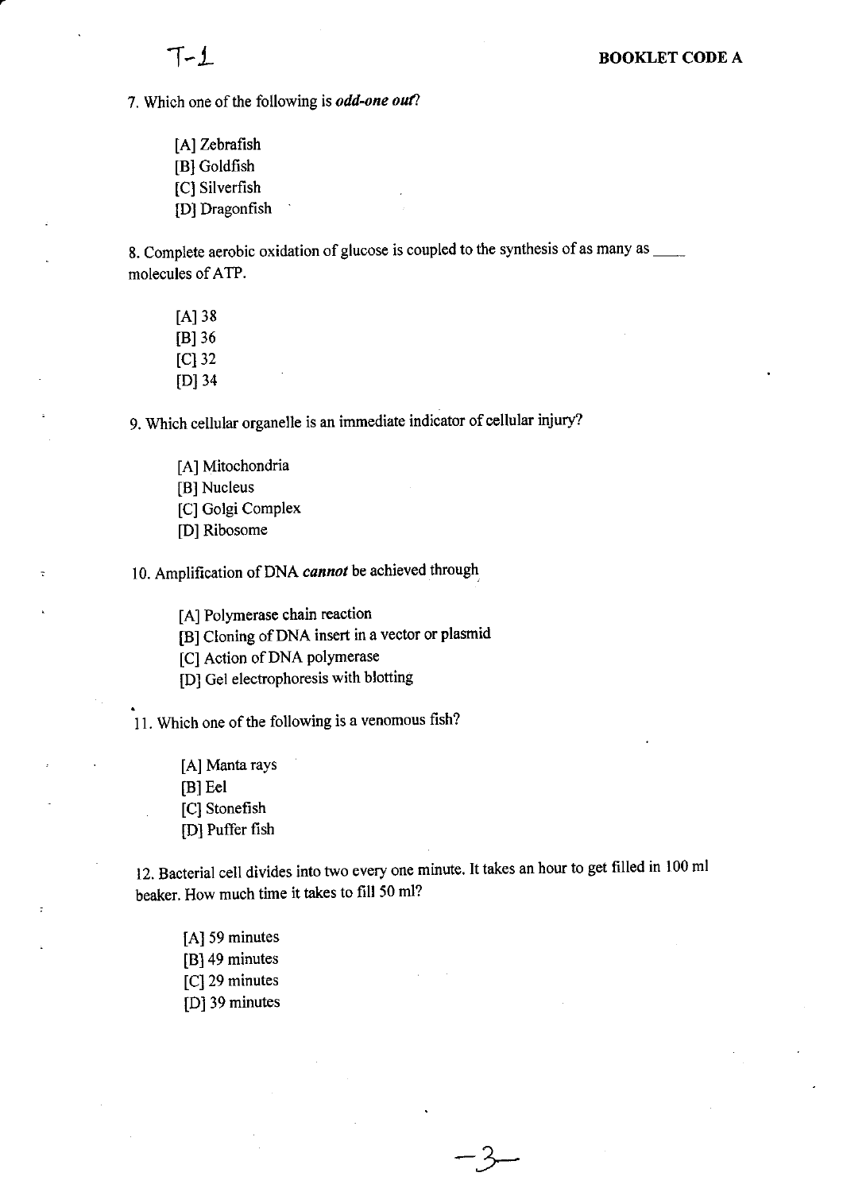7. Which one of the following is ***odd-one out***?

[A] Zebrafish
[B] Goldfish
[C] Silverfish
[D] Dragonfish

8. Complete aerobic oxidation of glucose is coupled to the synthesis of as many as ____ molecules of ATP.

[A] 38
[B] 36
[C] 32
[D] 34

9. Which cellular organelle is an immediate indicator of cellular injury?

[A] Mitochondria
[B] Nucleus
[C] Golgi Complex
[D] Ribosome

10. Amplification of DNA ***cannot*** be achieved through

[A] Polymerase chain reaction
[B] Cloning of DNA insert in a vector or plasmid
[C] Action of DNA polymerase
[D] Gel electrophoresis with blotting

11. Which one of the following is a venomous fish?

[A] Manta rays
[B] Eel
[C] Stonefish
[D] Puffer fish

12. Bacterial cell divides into two every one minute. It takes an hour to get filled in 100 ml beaker. How much time it takes to fill 50 ml?

[A] 59 minutes
[B] 49 minutes
[C] 29 minutes
[D] 39 minutes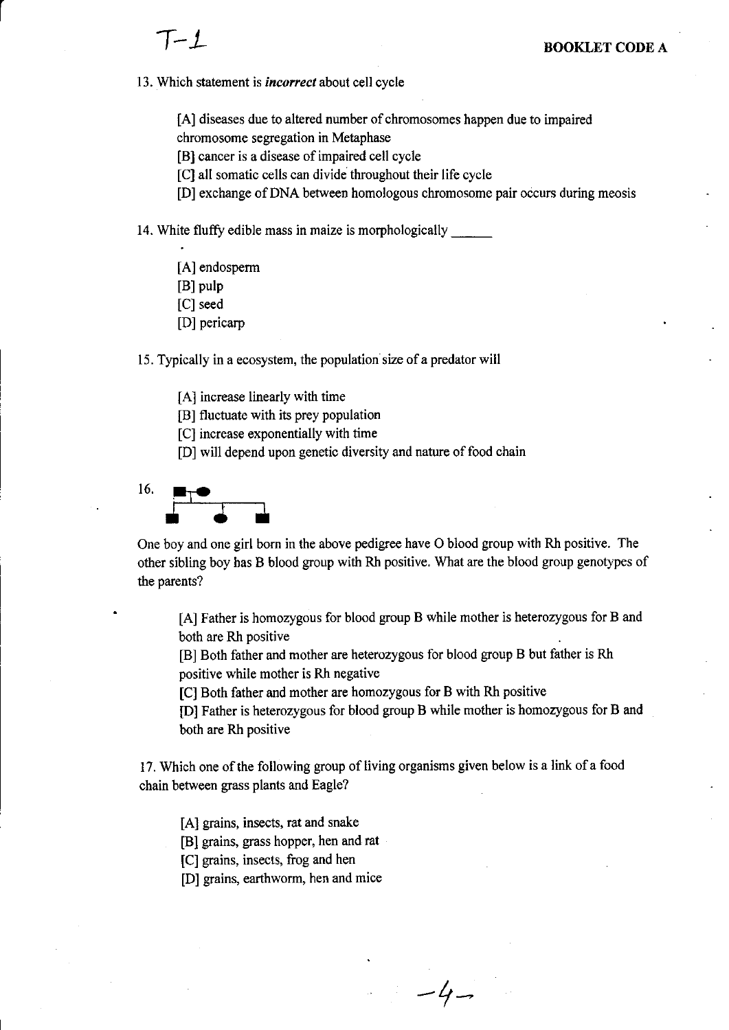13. Which statement is ***incorrect*** about cell cycle

[A] diseases due to altered number of chromosomes happen due to impaired chromosome segregation in Metaphase
[B] cancer is a disease of impaired cell cycle
[C] all somatic cells can divide throughout their life cycle
[D] exchange of DNA between homologous chromosome pair occurs during meosis

14. White fluffy edible mass in maize is morphologically ______

[A] endosperm
[B] pulp
[C] seed
[D] pericarp

15. Typically in a ecosystem, the population size of a predator will

[A] increase linearly with time
[B] fluctuate with its prey population
[C] increase exponentially with time
[D] will depend upon genetic diversity and nature of food chain

16.

One boy and one girl born in the above pedigree have O blood group with Rh positive. The other sibling boy has B blood group with Rh positive. What are the blood group genotypes of the parents?

[A] Father is homozygous for blood group B while mother is heterozygous for B and both are Rh positive
[B] Both father and mother are heterozygous for blood group B but father is Rh positive while mother is Rh negative
[C] Both father and mother are homozygous for B with Rh positive
[D] Father is heterozygous for blood group B while mother is homozygous for B and both are Rh positive

17. Which one of the following group of living organisms given below is a link of a food chain between grass plants and Eagle?

[A] grains, insects, rat and snake
[B] grains, grass hopper, hen and rat
[C] grains, insects, frog and hen
[D] grains, earthworm, hen and mice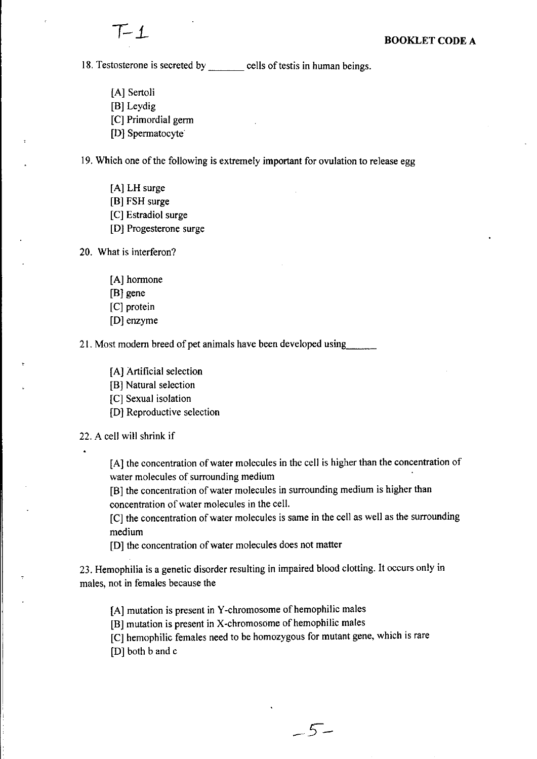18. Testosterone is secreted by _______ cells of testis in human beings.

[A] Sertoli
[B] Leydig
[C] Primordial germ
[D] Spermatocyte

19. Which one of the following is extremely important for ovulation to release egg

[A] LH surge
[B] FSH surge
[C] Estradiol surge
[D] Progesterone surge

20. What is interferon?

[A] hormone
[B] gene
[C] protein
[D] enzyme

21. Most modern breed of pet animals have been developed using______

[A] Artificial selection
[B] Natural selection
[C] Sexual isolation
[D] Reproductive selection

22. A cell will shrink if

[A] the concentration of water molecules in the cell is higher than the concentration of water molecules of surrounding medium
[B] the concentration of water molecules in surrounding medium is higher than concentration of water molecules in the cell.
[C] the concentration of water molecules is same in the cell as well as the surrounding medium
[D] the concentration of water molecules does not matter

23. Hemophilia is a genetic disorder resulting in impaired blood clotting. It occurs only in males, not in females because the

[A] mutation is present in Y-chromosome of hemophilic males
[B] mutation is present in X-chromosome of hemophilic males
[C] hemophilic females need to be homozygous for mutant gene, which is rare
[D] both b and c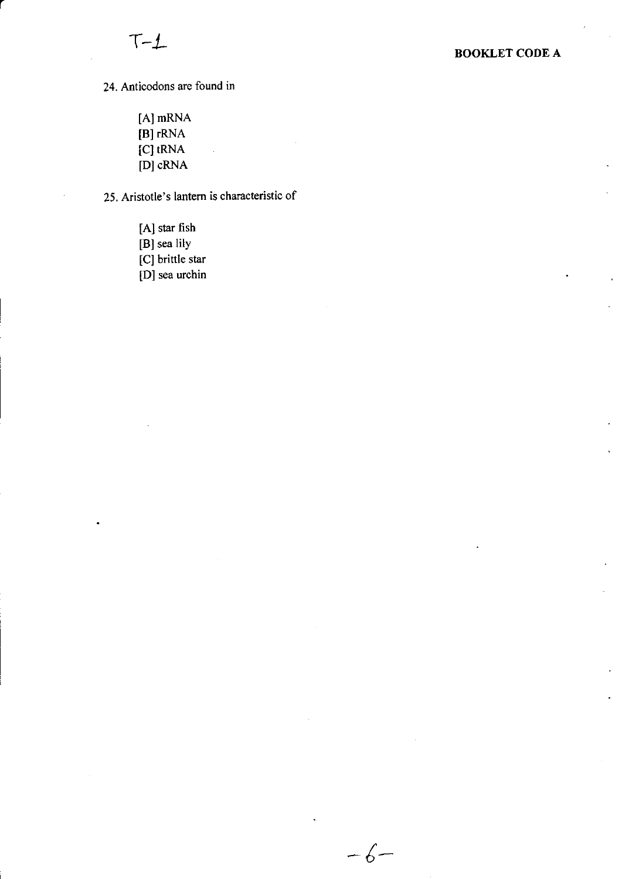24. Anticodons are found in

[A] mRNA
[B] rRNA
[C] tRNA
[D] cRNA

25. Aristotle's lantern is characteristic of

[A] star fish
[B] sea lily
[C] brittle star
[D] sea urchin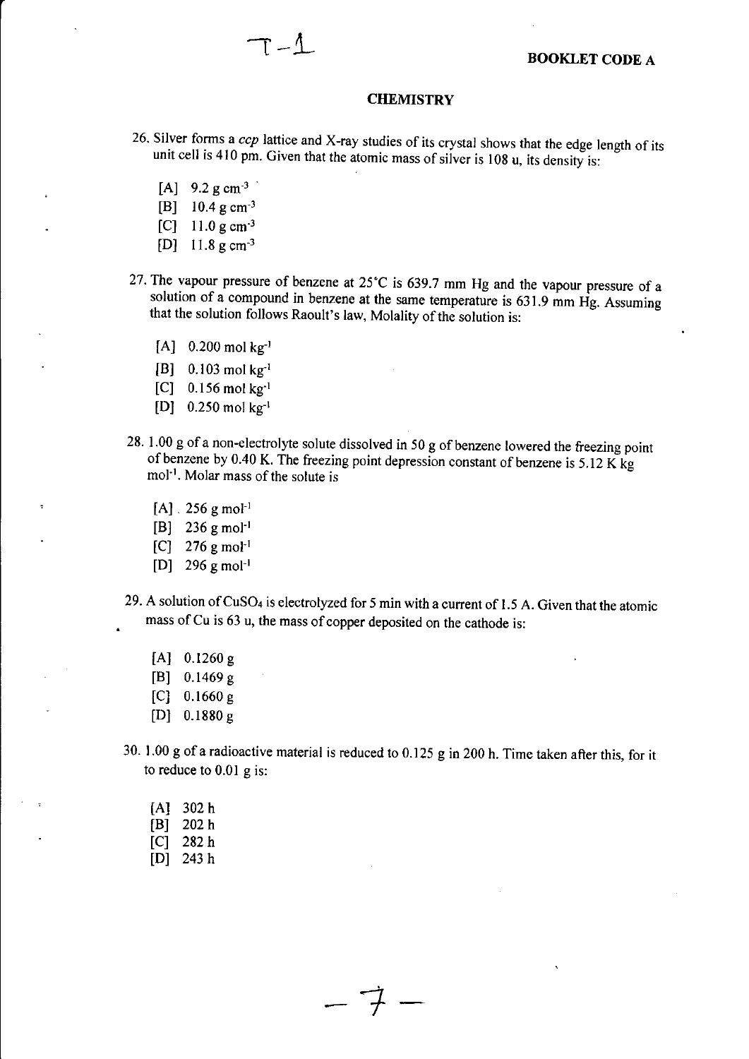**BOOKLET CODE A**

## CHEMISTRY

26. Silver forms a *ccp* lattice and X-ray studies of its crystal shows that the edge length of its unit cell is 410 pm. Given that the atomic mass of silver is 108 u, its density is:

    [A] 9.2 g $cm^{-3}$
    [B] 10.4 g $cm^{-3}$
    [C] 11.0 g $cm^{-3}$
    [D] 11.8 g $cm^{-3}$

27. The vapour pressure of benzene at 25°C is 639.7 mm Hg and the vapour pressure of a solution of a compound in benzene at the same temperature is 631.9 mm Hg. Assuming that the solution follows Raoult's law, Molality of the solution is:

    [A] 0.200 mol $kg^{-1}$
    [B] 0.103 mol $kg^{-1}$
    [C] 0.156 mol $kg^{-1}$
    [D] 0.250 mol $kg^{-1}$

28. 1.00 g of a non-electrolyte solute dissolved in 50 g of benzene lowered the freezing point of benzene by 0.40 K. The freezing point depression constant of benzene is 5.12 K kg $mol^{-1}$. Molar mass of the solute is

    [A] 256 g $mol^{-1}$
    [B] 236 g $mol^{-1}$
    [C] 276 g $mol^{-1}$
    [D] 296 g $mol^{-1}$

29. A solution of $CuSO_4$ is electrolyzed for 5 min with a current of 1.5 A. Given that the atomic mass of Cu is 63 u, the mass of copper deposited on the cathode is:

    [A] 0.1260 g
    [B] 0.1469 g
    [C] 0.1660 g
    [D] 0.1880 g

30. 1.00 g of a radioactive material is reduced to 0.125 g in 200 h. Time taken after this, for it to reduce to 0.01 g is:

    [A] 302 h
    [B] 202 h
    [C] 282 h
    [D] 243 h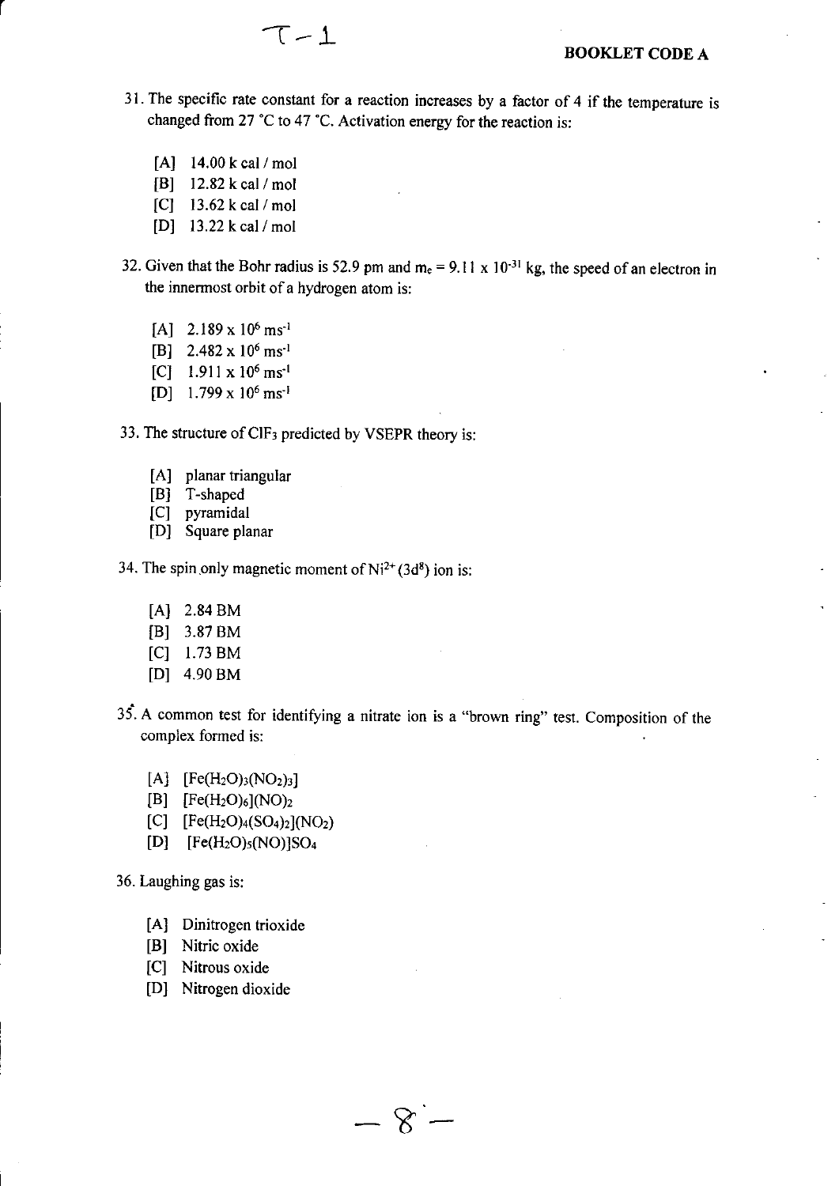31. The specific rate constant for a reaction increases by a factor of 4 if the temperature is changed from 27 °C to 47 °C. Activation energy for the reaction is:

[A] 14.00 k cal / mol
[B] 12.82 k cal / mol
[C] 13.62 k cal / mol
[D] 13.22 k cal / mol

32. Given that the Bohr radius is 52.9 pm and $m_e = 9.11 \times 10^{-31}$ kg, the speed of an electron in the innermost orbit of a hydrogen atom is:

[A] $2.189 \times 10^6$ ms$^{-1}$
[B] $2.482 \times 10^6$ ms$^{-1}$
[C] $1.911 \times 10^6$ ms$^{-1}$
[D] $1.799 \times 10^6$ ms$^{-1}$

33. The structure of $ClF_3$ predicted by VSEPR theory is:

[A] planar triangular
[B] T-shaped
[C] pyramidal
[D] Square planar

34. The spin only magnetic moment of $Ni^{2+}$ ($3d^8$) ion is:

[A] 2.84 BM
[B] 3.87 BM
[C] 1.73 BM
[D] 4.90 BM

35. A common test for identifying a nitrate ion is a "brown ring" test. Composition of the complex formed is:

[A] $[Fe(H_2O)_3(NO_2)_3]$
[B] $[Fe(H_2O)_6](NO)_2$
[C] $[Fe(H_2O)_4(SO_4)_2](NO_2)$
[D] $[Fe(H_2O)_5(NO)]SO_4$

36. Laughing gas is:

[A] Dinitrogen trioxide
[B] Nitric oxide
[C] Nitrous oxide
[D] Nitrogen dioxide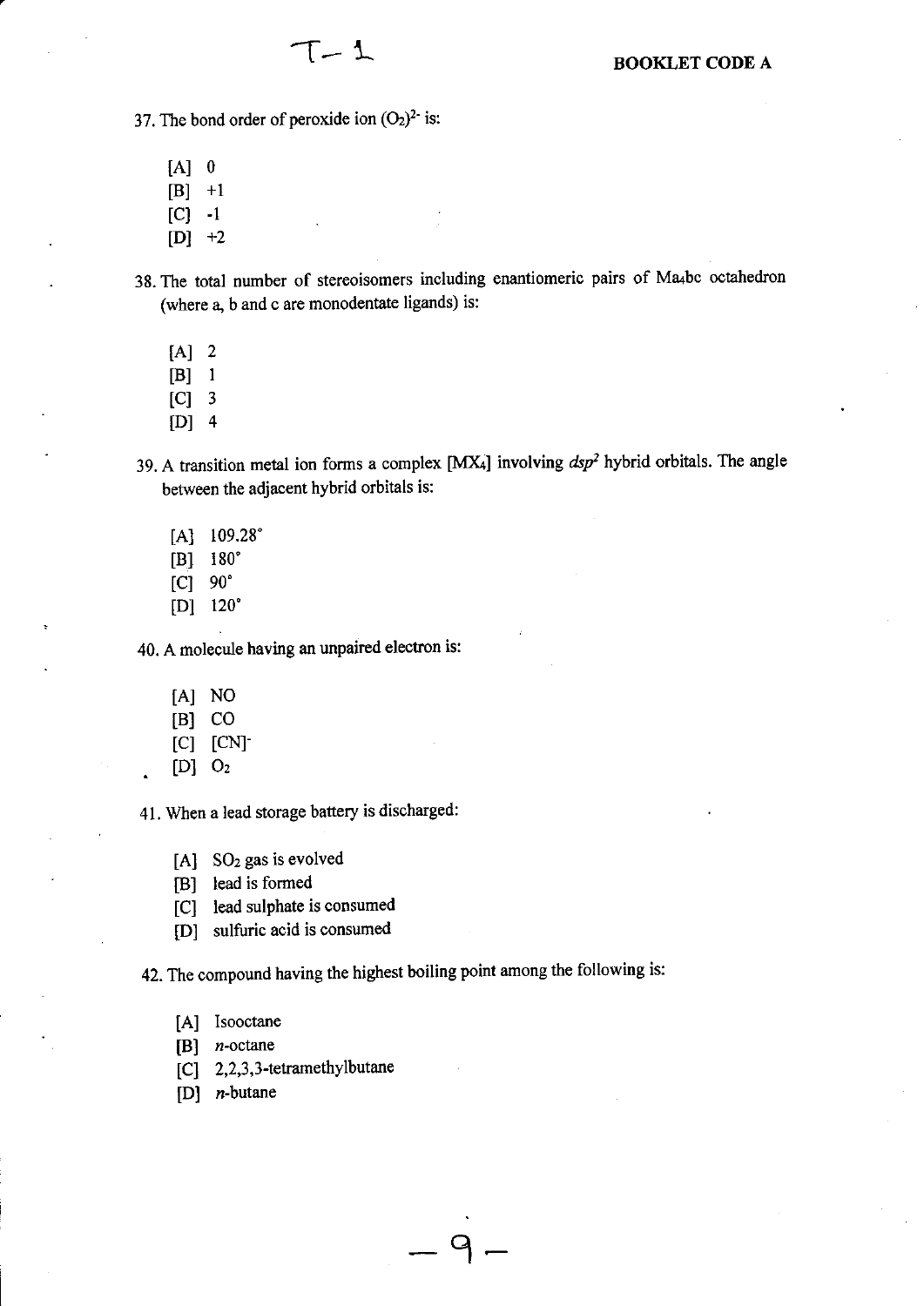37. The bond order of peroxide ion $(O_2)^{2-}$ is:

[A] 0
[B] +1
[C] -1
[D] +2

38. The total number of stereoisomers including enantiomeric pairs of $Ma_4bc$ octahedron (where a, b and c are monodentate ligands) is:

[A] 2
[B] 1
[C] 3
[D] 4

39. A transition metal ion forms a complex $[MX_4]$ involving $dsp^2$ hybrid orbitals. The angle between the adjacent hybrid orbitals is:

[A] 109.28°
[B] 180°
[C] 90°
[D] 120°

40. A molecule having an unpaired electron is:

[A] NO
[B] CO
[C] $[CN]^-$
[D] $O_2$

41. When a lead storage battery is discharged:

[A] $SO_2$ gas is evolved
[B] lead is formed
[C] lead sulphate is consumed
[D] sulfuric acid is consumed

42. The compound having the highest boiling point among the following is:

[A] Isooctane
[B] *n*-octane
[C] 2,2,3,3-tetramethylbutane
[D] *n*-butane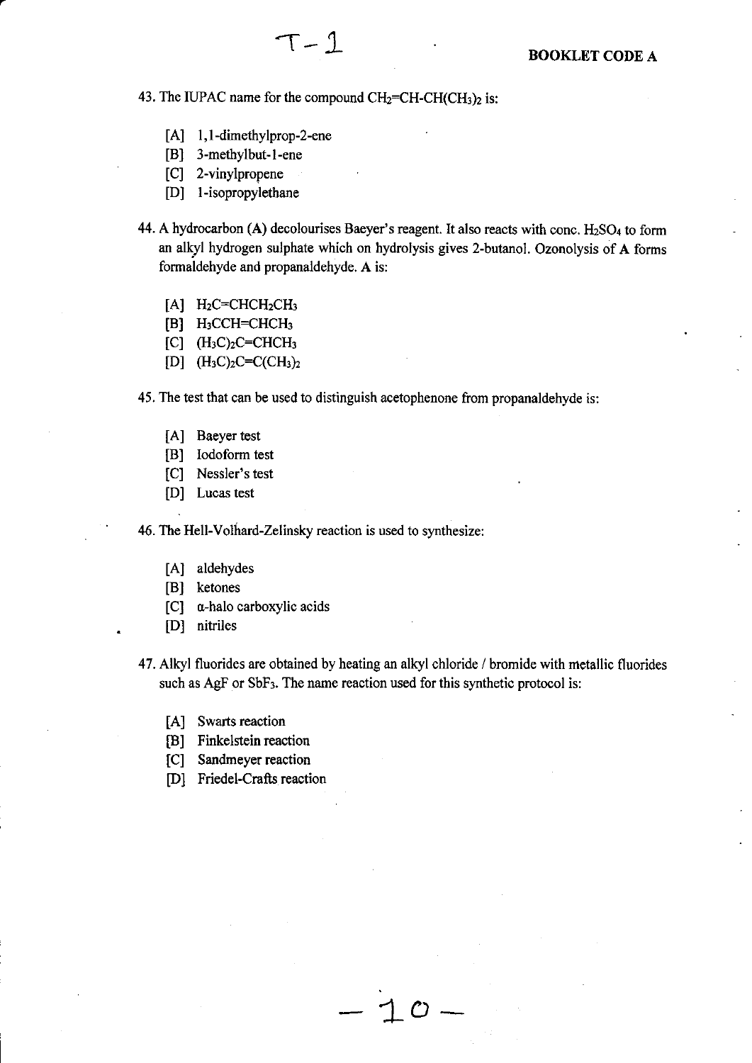43. The IUPAC name for the compound $CH_2$=CH-CH($CH_3$)$_2$ is:

[A] 1,1-dimethylprop-2-ene
[B] 3-methylbut-1-ene
[C] 2-vinylpropene
[D] 1-isopropylethane

44. A hydrocarbon (A) decolourises Baeyer's reagent. It also reacts with conc. $H_2SO_4$ to form an alkyl hydrogen sulphate which on hydrolysis gives 2-butanol. Ozonolysis of **A** forms formaldehyde and propanaldehyde. **A** is:

[A] $H_2C$=$CHCH_2CH_3$
[B] $H_3CCH$=$CHCH_3$
[C] $(H_3C)_2C$=$CHCH_3$
[D] $(H_3C)_2C$=$C(CH_3)_2$

45. The test that can be used to distinguish acetophenone from propanaldehyde is:

[A] Baeyer test
[B] Iodoform test
[C] Nessler's test
[D] Lucas test

46. The Hell-Volhard-Zelinsky reaction is used to synthesize:

[A] aldehydes
[B] ketones
[C] α-halo carboxylic acids
[D] nitriles

47. Alkyl fluorides are obtained by heating an alkyl chloride / bromide with metallic fluorides such as AgF or $SbF_3$. The name reaction used for this synthetic protocol is:

[A] Swarts reaction
[B] Finkelstein reaction
[C] Sandmeyer reaction
[D] Friedel-Crafts reaction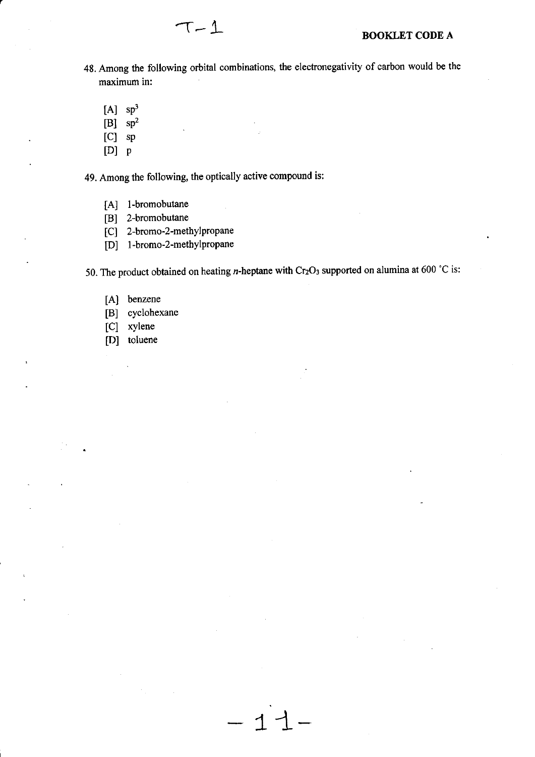48. Among the following orbital combinations, the electronegativity of carbon would be the maximum in:

    [A] $sp^3$
    [B] $sp^2$
    [C] sp
    [D] p

49. Among the following, the optically active compound is:

    [A] 1-bromobutane
    [B] 2-bromobutane
    [C] 2-bromo-2-methylpropane
    [D] 1-bromo-2-methylpropane

50. The product obtained on heating *n*-heptane with $Cr_2O_3$ supported on alumina at 600 °C is:

    [A] benzene
    [B] cyclohexane
    [C] xylene
    [D] toluene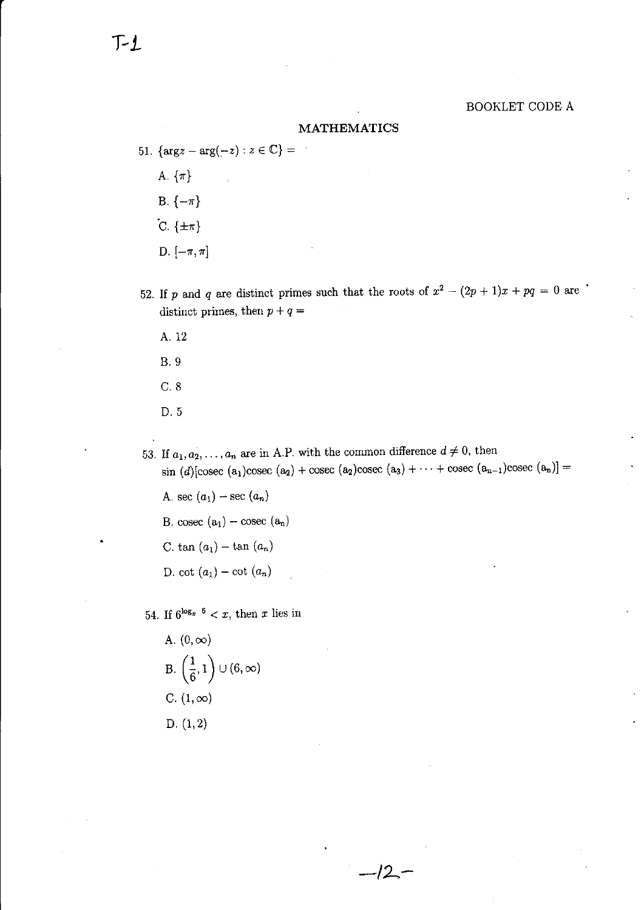BOOKLET CODE A

## MATHEMATICS

51. $\{\arg z - \arg(-z) : z \in \mathbb{C}\} =$

    A. $\{\pi\}$

    B. $\{-\pi\}$

    C. $\{\pm\pi\}$

    D. $[-\pi, \pi]$

52. If $p$ and $q$ are distinct primes such that the roots of $x^2 - (2p+1)x + pq = 0$ are distinct primes, then $p + q =$

    A. 12

    B. 9

    C. 8

    D. 5

53. If $a_1, a_2, \ldots, a_n$ are in A.P. with the common difference $d \neq 0$, then $\sin(d)[\text{cosec}(a_1)\text{cosec}(a_2) + \text{cosec}(a_2)\text{cosec}(a_3) + \cdots + \text{cosec}(a_{n-1})\text{cosec}(a_n)] =$

    A. $\sec(a_1) - \sec(a_n)$

    B. $\text{cosec}(a_1) - \text{cosec}(a_n)$

    C. $\tan(a_1) - \tan(a_n)$

    D. $\cot(a_1) - \cot(a_n)$

54. If $6^{\log_x 6} < x$, then $x$ lies in

    A. $(0, \infty)$

    B. $\left(\frac{1}{6}, 1\right) \cup (6, \infty)$

    C. $(1, \infty)$

    D. $(1, 2)$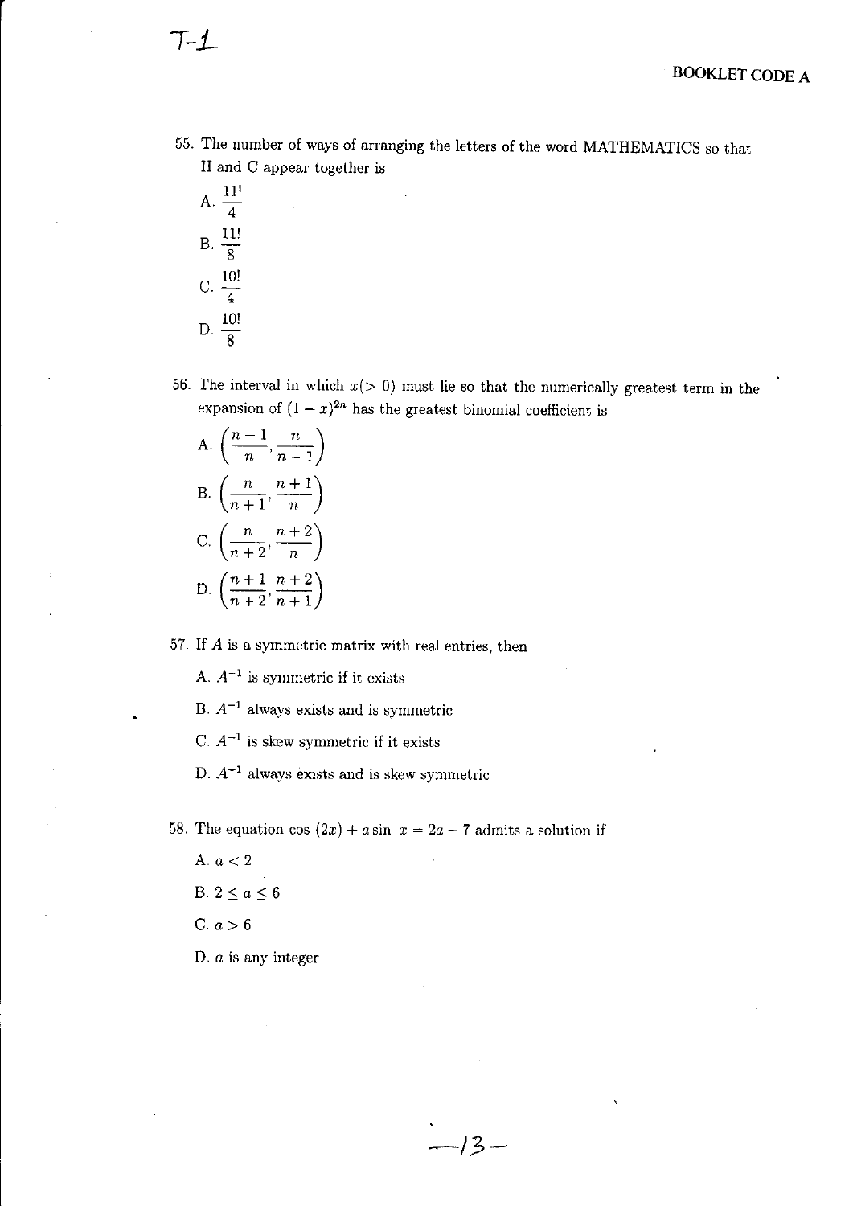55. The number of ways of arranging the letters of the word MATHEMATICS so that H and C appear together is

A. $\frac{11!}{4}$

B. $\frac{11!}{8}$

C. $\frac{10!}{4}$

D. $\frac{10!}{8}$

56. The interval in which $x (> 0)$ must lie so that the numerically greatest term in the expansion of $(1+x)^{2n}$ has the greatest binomial coefficient is

A. $\left(\frac{n-1}{n}, \frac{n}{n-1}\right)$

B. $\left(\frac{n}{n+1}, \frac{n+1}{n}\right)$

C. $\left(\frac{n}{n+2}, \frac{n+2}{n}\right)$

D. $\left(\frac{n+1}{n+2}, \frac{n+2}{n+1}\right)$

57. If $A$ is a symmetric matrix with real entries, then

A. $A^{-1}$ is symmetric if it exists

B. $A^{-1}$ always exists and is symmetric

C. $A^{-1}$ is skew symmetric if it exists

D. $A^{-1}$ always exists and is skew symmetric

58. The equation $\cos(2x) + a \sin x = 2a - 7$ admits a solution if

A. $a < 2$

B. $2 \leq a \leq 6$

C. $a > 6$

D. $a$ is any integer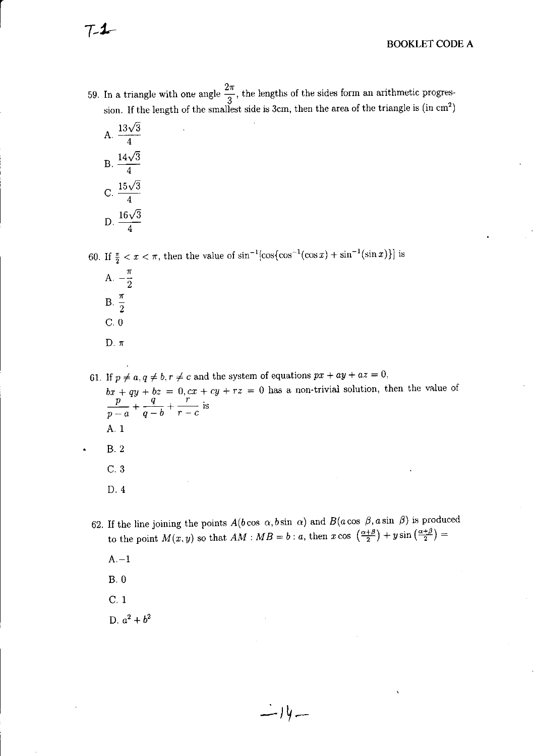59. In a triangle with one angle $\frac{2\pi}{3}$, the lengths of the sides form an arithmetic progression. If the length of the smallest side is 3cm, then the area of the triangle is (in cm$^2$)

A. $\frac{13\sqrt{3}}{4}$

B. $\frac{14\sqrt{3}}{4}$

C. $\frac{15\sqrt{3}}{4}$

D. $\frac{16\sqrt{3}}{4}$

60. If $\frac{\pi}{2} < x < \pi$, then the value of $\sin^{-1}[\cos\{\cos^{-1}(\cos x) + \sin^{-1}(\sin x)\}]$ is

A. $-\frac{\pi}{2}$

B. $\frac{\pi}{2}$

C. 0

D. $\pi$

61. If $p \neq a, q \neq b, r \neq c$ and the system of equations $px + ay + az = 0$, $bx + qy + bz = 0, cx + cy + rz = 0$ has a non-trivial solution, then the value of $\frac{p}{p-a} + \frac{q}{q-b} + \frac{r}{r-c}$ is

A. 1

B. 2

C. 3

D. 4

62. If the line joining the points $A(b\cos\alpha, b\sin\alpha)$ and $B(a\cos\beta, a\sin\beta)$ is produced to the point $M(x, y)$ so that $AM : MB = b : a$, then $x\cos\left(\frac{\alpha+\beta}{2}\right) + y\sin\left(\frac{\alpha+\beta}{2}\right) =$

A. $-1$

B. 0

C. 1

D. $a^2 + b^2$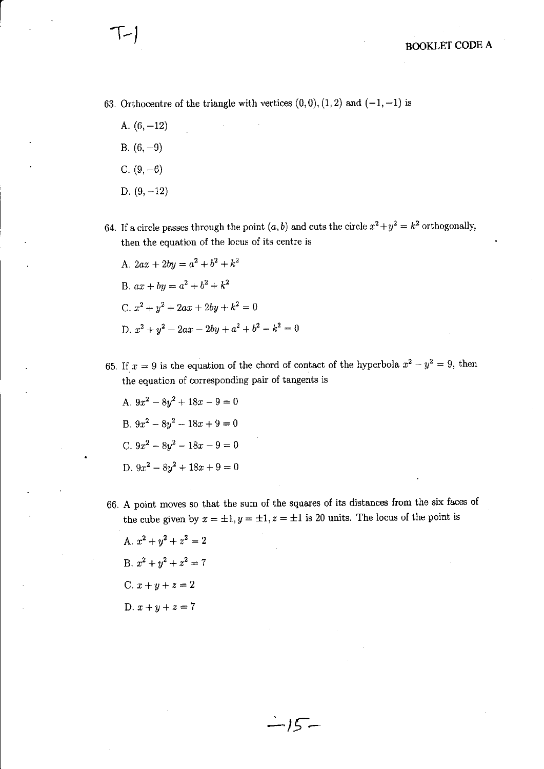63. Orthocentre of the triangle with vertices $(0, 0), (1, 2)$ and $(-1, -1)$ is

   A. $(6, -12)$

   B. $(6, -9)$

   C. $(9, -6)$

   D. $(9, -12)$

64. If a circle passes through the point $(a, b)$ and cuts the circle $x^2 + y^2 = k^2$ orthogonally, then the equation of the locus of its centre is

   A. $2ax + 2by = a^2 + b^2 + k^2$

   B. $ax + by = a^2 + b^2 + k^2$

   C. $x^2 + y^2 + 2ax + 2by + k^2 = 0$

   D. $x^2 + y^2 - 2ax - 2by + a^2 + b^2 - k^2 = 0$

65. If $x = 9$ is the equation of the chord of contact of the hyperbola $x^2 - y^2 = 9$, then the equation of corresponding pair of tangents is

   A. $9x^2 - 8y^2 + 18x - 9 = 0$

   B. $9x^2 - 8y^2 - 18x + 9 = 0$

   C. $9x^2 - 8y^2 - 18x - 9 = 0$

   D. $9x^2 - 8y^2 + 18x + 9 = 0$

66. A point moves so that the sum of the squares of its distances from the six faces of the cube given by $x = \pm 1, y = \pm 1, z = \pm 1$ is 20 units. The locus of the point is

   A. $x^2 + y^2 + z^2 = 2$

   B. $x^2 + y^2 + z^2 = 7$

   C. $x + y + z = 2$

   D. $x + y + z = 7$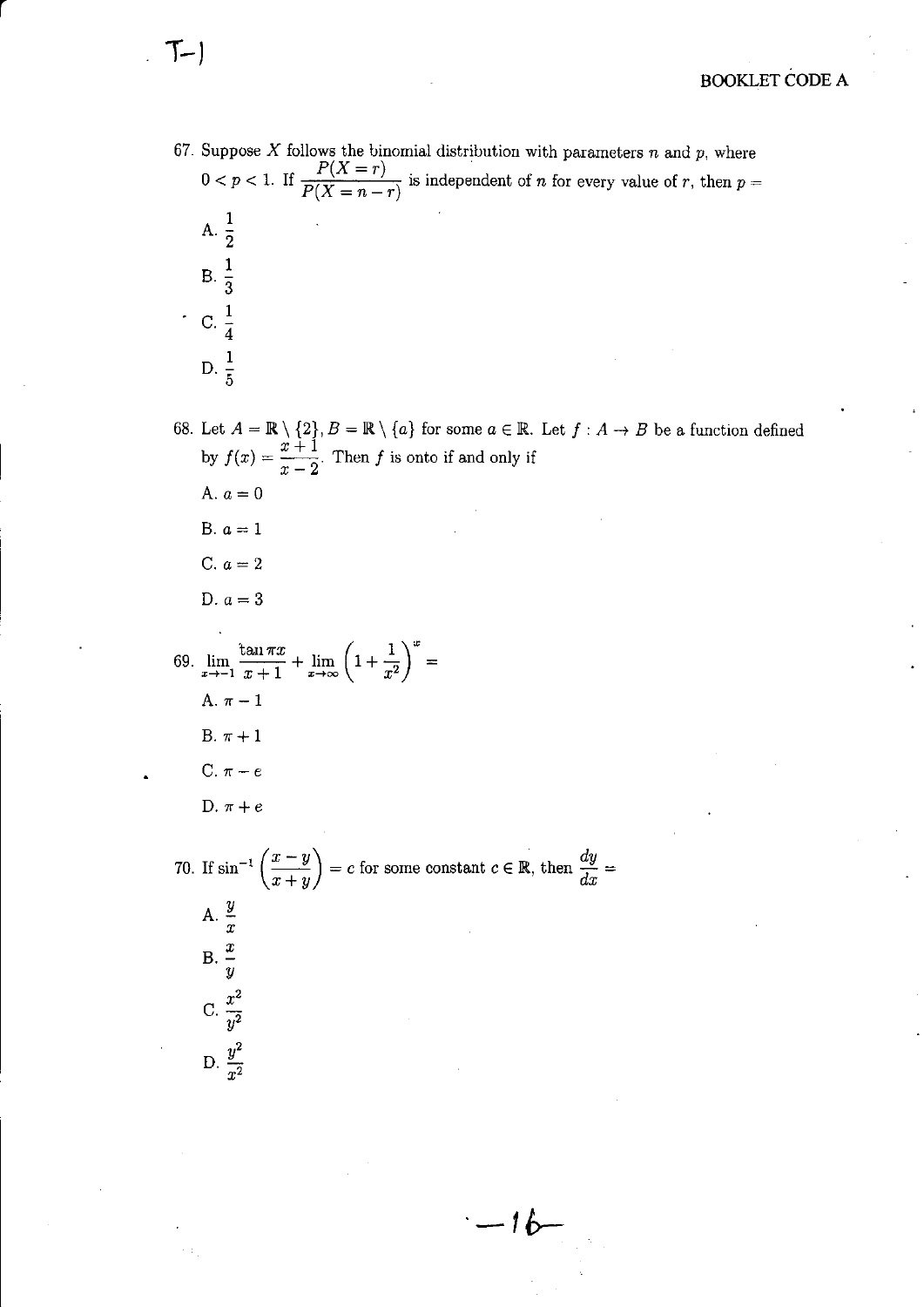67. Suppose $X$ follows the binomial distribution with parameters $n$ and $p$, where $0 < p < 1$. If $\dfrac{P(X=r)}{P(X=n-r)}$ is independent of $n$ for every value of $r$, then $p =$

A. $\dfrac{1}{2}$

B. $\dfrac{1}{3}$

C. $\dfrac{1}{4}$

D. $\dfrac{1}{5}$

68. Let $A = \mathbb{R} \setminus \{2\}, B = \mathbb{R} \setminus \{a\}$ for some $a \in \mathbb{R}$. Let $f : A \to B$ be a function defined by $f(x) = \dfrac{x+1}{x-2}$. Then $f$ is onto if and only if

A. $a = 0$

B. $a = 1$

C. $a = 2$

D. $a = 3$

69. $\lim\limits_{x \to -1} \dfrac{\tan \pi x}{x+1} + \lim\limits_{x \to \infty} \left(1 + \dfrac{1}{x^2}\right)^x =$

A. $\pi - 1$

B. $\pi + 1$

C. $\pi - e$

D. $\pi + e$

70. If $\sin^{-1}\left(\dfrac{x-y}{x+y}\right) = c$ for some constant $c \in \mathbb{R}$, then $\dfrac{dy}{dx} =$

A. $\dfrac{y}{x}$

B. $\dfrac{x}{y}$

C. $\dfrac{x^2}{y^2}$

D. $\dfrac{y^2}{x^2}$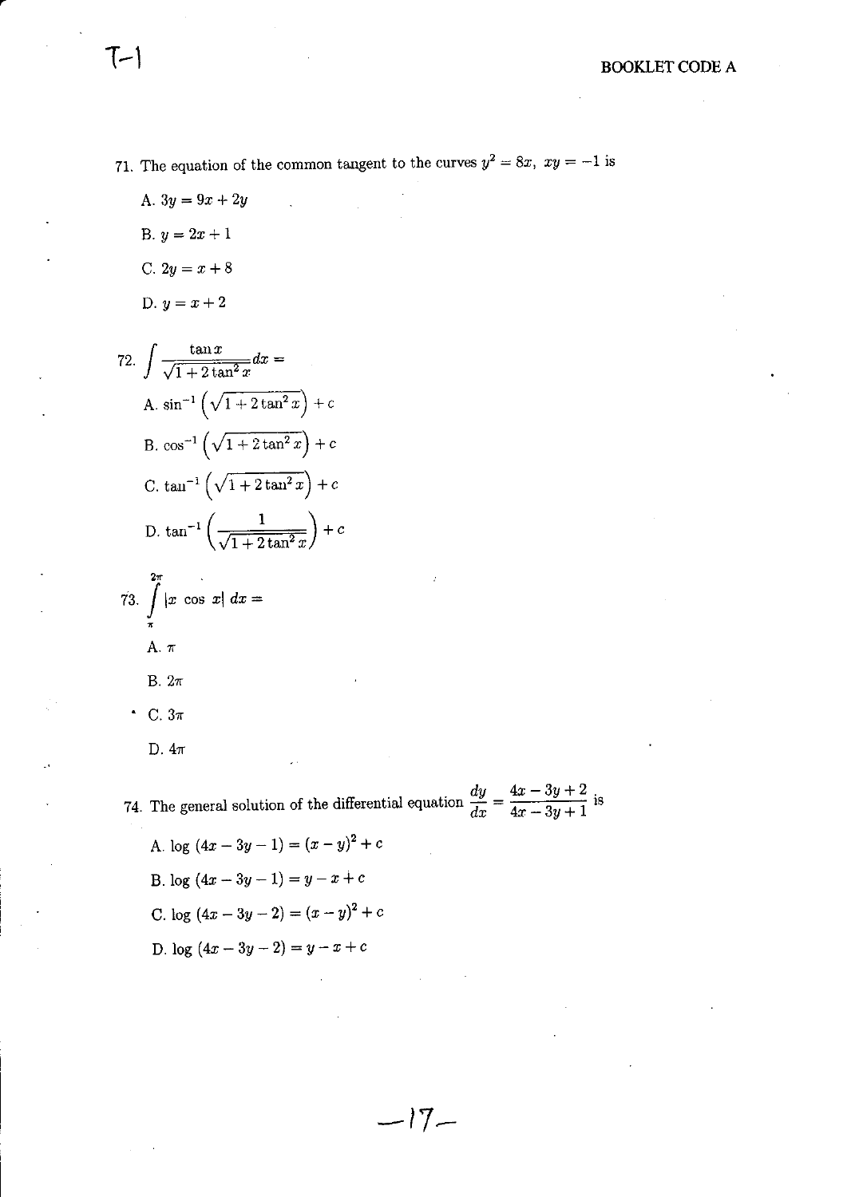71. The equation of the common tangent to the curves $y^2 = 8x,\ xy = -1$ is

A. $3y = 9x + 2y$

B. $y = 2x + 1$

C. $2y = x + 8$

D. $y = x + 2$

72. $\displaystyle\int \frac{\tan x}{\sqrt{1 + 2\tan^2 x}} dx =$

A. $\sin^{-1}\left(\sqrt{1 + 2\tan^2 x}\right) + c$

B. $\cos^{-1}\left(\sqrt{1 + 2\tan^2 x}\right) + c$

C. $\tan^{-1}\left(\sqrt{1 + 2\tan^2 x}\right) + c$

D. $\tan^{-1}\left(\dfrac{1}{\sqrt{1 + 2\tan^2 x}}\right) + c$

73. $\displaystyle\int_{\pi}^{2\pi} |x \cos x|\, dx =$

A. $\pi$

B. $2\pi$

C. $3\pi$

D. $4\pi$

74. The general solution of the differential equation $\dfrac{dy}{dx} = \dfrac{4x - 3y + 2}{4x - 3y + 1}$ is

A. $\log\,(4x - 3y - 1) = (x - y)^2 + c$

B. $\log\,(4x - 3y - 1) = y - x + c$

C. $\log\,(4x - 3y - 2) = (x - y)^2 + c$

D. $\log\,(4x - 3y - 2) = y - x + c$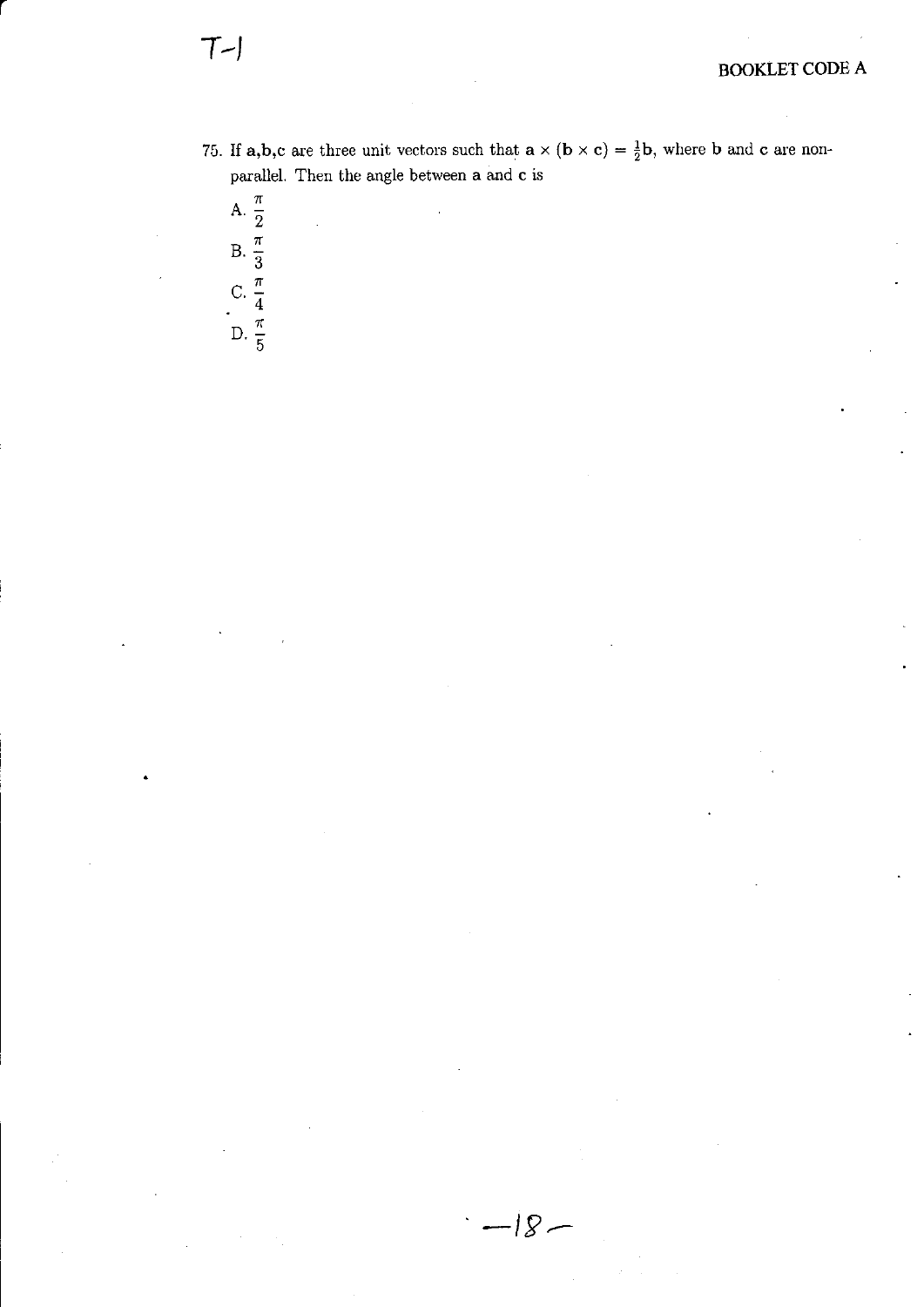75. If **a**,**b**,**c** are three unit vectors such that $\mathbf{a} \times (\mathbf{b} \times \mathbf{c}) = \frac{1}{2}\mathbf{b}$, where **b** and **c** are non-parallel. Then the angle between **a** and **c** is

A. $\dfrac{\pi}{2}$

B. $\dfrac{\pi}{3}$

C. $\dfrac{\pi}{4}$

D. $\dfrac{\pi}{5}$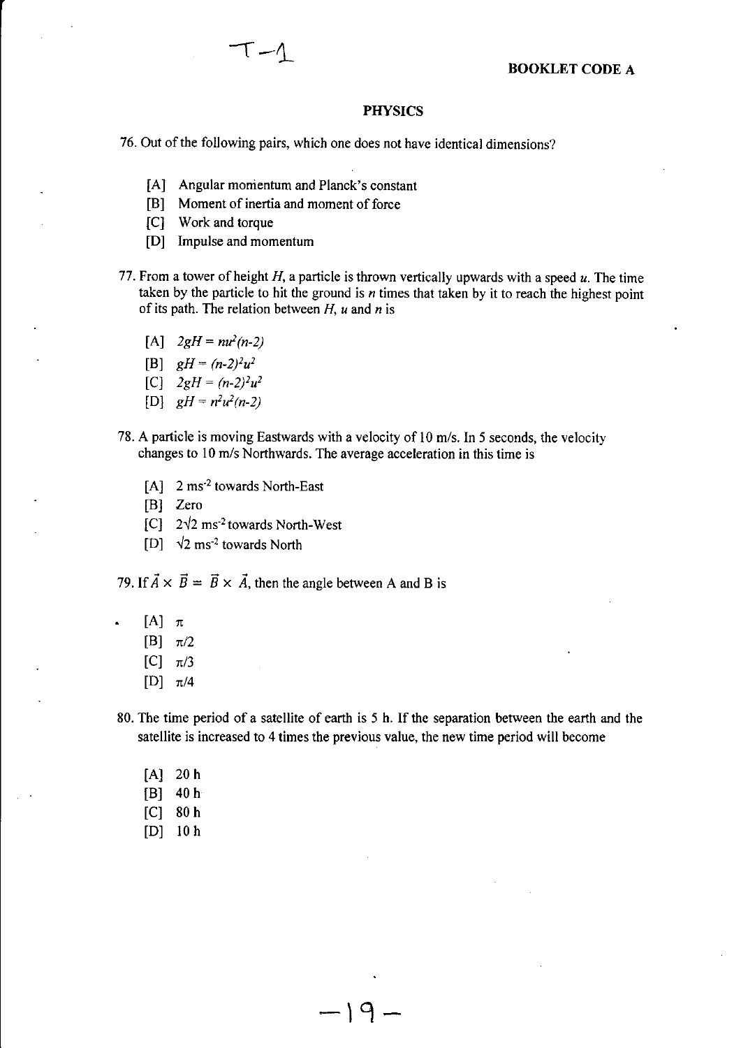T-1

**BOOKLET CODE A**

## PHYSICS

76. Out of the following pairs, which one does not have identical dimensions?

    [A] Angular momentum and Planck's constant
    [B] Moment of inertia and moment of force
    [C] Work and torque
    [D] Impulse and momentum

77. From a tower of height $H$, a particle is thrown vertically upwards with a speed $u$. The time taken by the particle to hit the ground is $n$ times that taken by it to reach the highest point of its path. The relation between $H$, $u$ and $n$ is

    [A] $2gH = nu^2(n-2)$
    [B] $gH = (n-2)^2u^2$
    [C] $2gH = (n-2)^2u^2$
    [D] $gH = n^2u^2(n-2)$

78. A particle is moving Eastwards with a velocity of 10 m/s. In 5 seconds, the velocity changes to 10 m/s Northwards. The average acceleration in this time is

    [A] 2 $ms^{-2}$ towards North-East
    [B] Zero
    [C] $2\sqrt{2}$ $ms^{-2}$ towards North-West
    [D] $\sqrt{2}$ $ms^{-2}$ towards North

79. If $\vec{A} \times \vec{B} = \vec{B} \times \vec{A}$, then the angle between A and B is

    [A] $\pi$
    [B] $\pi/2$
    [C] $\pi/3$
    [D] $\pi/4$

80. The time period of a satellite of earth is 5 h. If the separation between the earth and the satellite is increased to 4 times the previous value, the new time period will become

    [A] 20 h
    [B] 40 h
    [C] 80 h
    [D] 10 h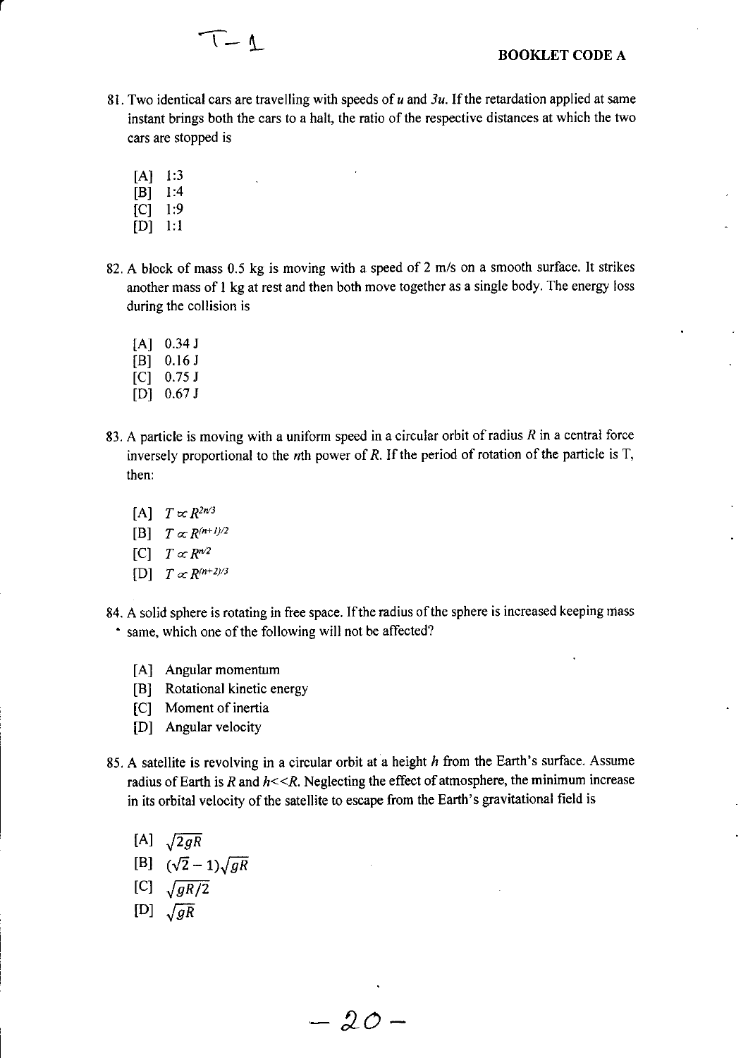81. Two identical cars are travelling with speeds of $u$ and $3u$. If the retardation applied at same instant brings both the cars to a halt, the ratio of the respective distances at which the two cars are stopped is

    [A] 1:3
    [B] 1:4
    [C] 1:9
    [D] 1:1

82. A block of mass 0.5 kg is moving with a speed of 2 m/s on a smooth surface. It strikes another mass of 1 kg at rest and then both move together as a single body. The energy loss during the collision is

    [A] 0.34 J
    [B] 0.16 J
    [C] 0.75 J
    [D] 0.67 J

83. A particle is moving with a uniform speed in a circular orbit of radius $R$ in a central force inversely proportional to the $n$th power of $R$. If the period of rotation of the particle is T, then:

    [A] $T \propto R^{2n/3}$
    [B] $T \propto R^{(n+1)/2}$
    [C] $T \propto R^{n/2}$
    [D] $T \propto R^{(n+2)/3}$

84. A solid sphere is rotating in free space. If the radius of the sphere is increased keeping mass same, which one of the following will not be affected?

    [A] Angular momentum
    [B] Rotational kinetic energy
    [C] Moment of inertia
    [D] Angular velocity

85. A satellite is revolving in a circular orbit at a height $h$ from the Earth's surface. Assume radius of Earth is $R$ and $h<<R$. Neglecting the effect of atmosphere, the minimum increase in its orbital velocity of the satellite to escape from the Earth's gravitational field is

    [A] $\sqrt{2gR}$
    [B] $(\sqrt{2}-1)\sqrt{gR}$
    [C] $\sqrt{gR/2}$
    [D] $\sqrt{gR}$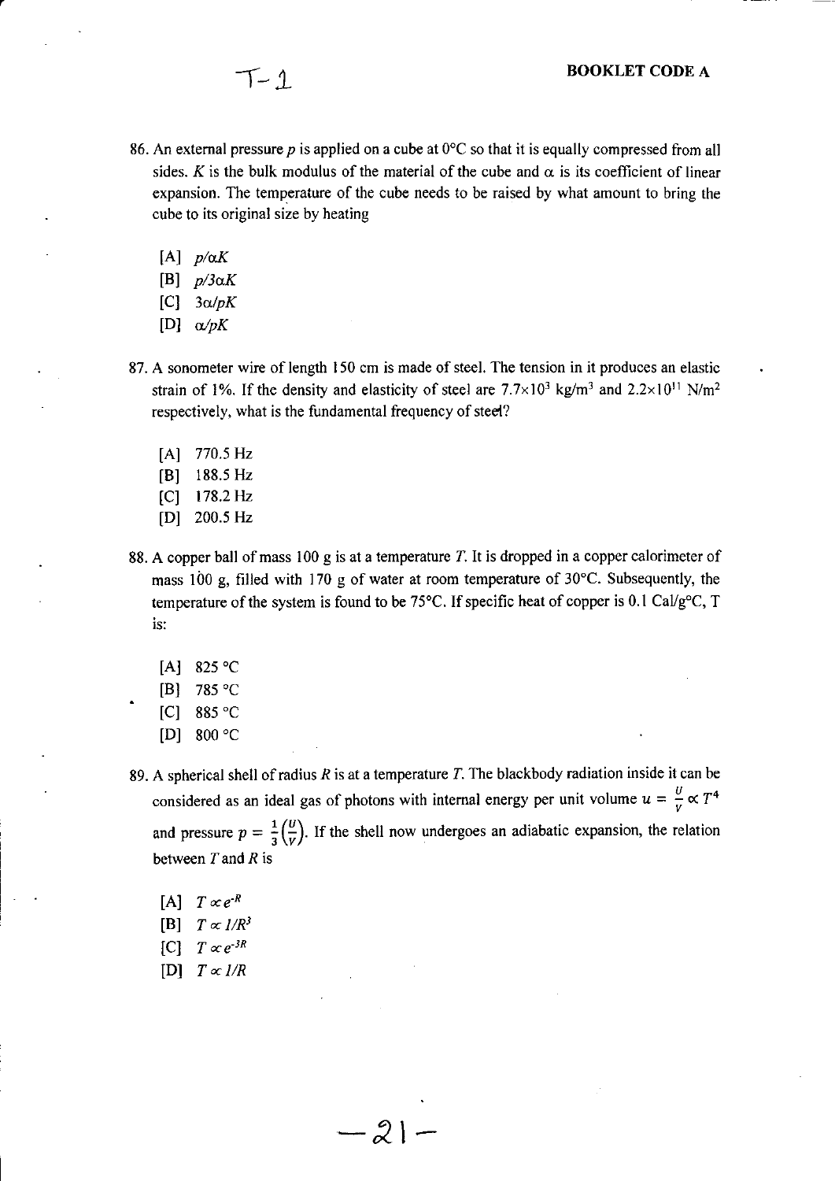86. An external pressure $p$ is applied on a cube at 0°C so that it is equally compressed from all sides. $K$ is the bulk modulus of the material of the cube and $\alpha$ is its coefficient of linear expansion. The temperature of the cube needs to be raised by what amount to bring the cube to its original size by heating

   [A] $p/\alpha K$
   [B] $p/3\alpha K$
   [C] $3\alpha/pK$
   [D] $\alpha/pK$

87. A sonometer wire of length 150 cm is made of steel. The tension in it produces an elastic strain of 1%. If the density and elasticity of steel are $7.7\times10^3$ kg/m$^3$ and $2.2\times10^{11}$ N/m$^2$ respectively, what is the fundamental frequency of steel?

   [A] 770.5 Hz
   [B] 188.5 Hz
   [C] 178.2 Hz
   [D] 200.5 Hz

88. A copper ball of mass 100 g is at a temperature $T$. It is dropped in a copper calorimeter of mass 100 g, filled with 170 g of water at room temperature of 30°C. Subsequently, the temperature of the system is found to be 75°C. If specific heat of copper is 0.1 Cal/g°C, T is:

   [A] 825 °C
   [B] 785 °C
   [C] 885 °C
   [D] 800 °C

89. A spherical shell of radius $R$ is at a temperature $T$. The blackbody radiation inside it can be considered as an ideal gas of photons with internal energy per unit volume $u = \frac{U}{V} \propto T^4$ and pressure $p = \frac{1}{3}\left(\frac{U}{V}\right)$. If the shell now undergoes an adiabatic expansion, the relation between $T$ and $R$ is

   [A] $T \propto e^{-R}$
   [B] $T \propto 1/R^3$
   [C] $T \propto e^{-3R}$
   [D] $T \propto 1/R$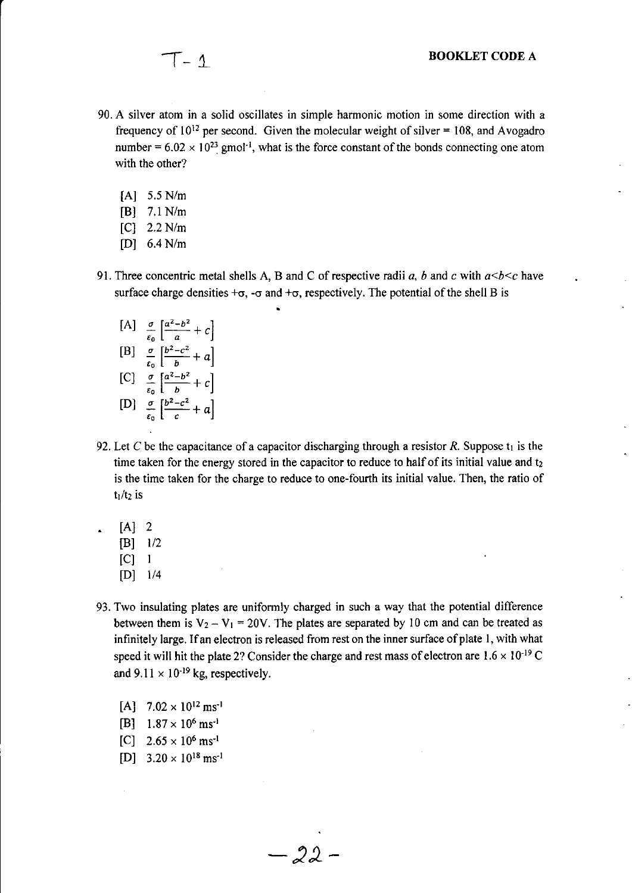90. A silver atom in a solid oscillates in simple harmonic motion in some direction with a frequency of $10^{12}$ per second. Given the molecular weight of silver = 108, and Avogadro number = $6.02 \times 10^{23}$ $gmol^{-1}$, what is the force constant of the bonds connecting one atom with the other?

    [A] 5.5 N/m
    [B] 7.1 N/m
    [C] 2.2 N/m
    [D] 6.4 N/m

91. Three concentric metal shells A, B and C of respective radii $a$, $b$ and $c$ with $a<b<c$ have surface charge densities $+\sigma$, $-\sigma$ and $+\sigma$, respectively. The potential of the shell B is

    [A] $\frac{\sigma}{\varepsilon_0}\left[\frac{a^2-b^2}{a}+c\right]$
    [B] $\frac{\sigma}{\varepsilon_0}\left[\frac{b^2-c^2}{b}+a\right]$
    [C] $\frac{\sigma}{\varepsilon_0}\left[\frac{a^2-b^2}{b}+c\right]$
    [D] $\frac{\sigma}{\varepsilon_0}\left[\frac{b^2-c^2}{c}+a\right]$

92. Let $C$ be the capacitance of a capacitor discharging through a resistor $R$. Suppose $t_1$ is the time taken for the energy stored in the capacitor to reduce to half of its initial value and $t_2$ is the time taken for the charge to reduce to one-fourth its initial value. Then, the ratio of $t_1/t_2$ is

    [A] 2
    [B] 1/2
    [C] 1
    [D] 1/4

93. Two insulating plates are uniformly charged in such a way that the potential difference between them is $V_2 - V_1 = 20$V. The plates are separated by 10 cm and can be treated as infinitely large. If an electron is released from rest on the inner surface of plate 1, with what speed it will hit the plate 2? Consider the charge and rest mass of electron are $1.6 \times 10^{-19}$ C and $9.11 \times 10^{-19}$ kg, respectively.

    [A] $7.02 \times 10^{12}$ $ms^{-1}$
    [B] $1.87 \times 10^{6}$ $ms^{-1}$
    [C] $2.65 \times 10^{6}$ $ms^{-1}$
    [D] $3.20 \times 10^{18}$ $ms^{-1}$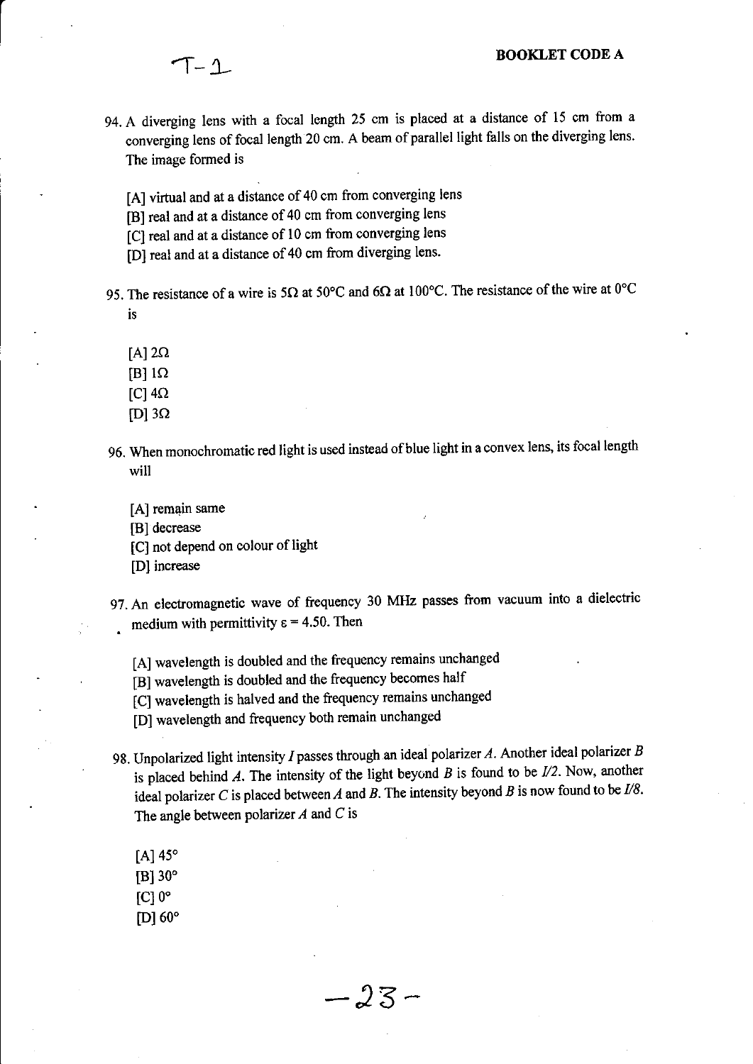94. A diverging lens with a focal length 25 cm is placed at a distance of 15 cm from a converging lens of focal length 20 cm. A beam of parallel light falls on the diverging lens. The image formed is

[A] virtual and at a distance of 40 cm from converging lens
[B] real and at a distance of 40 cm from converging lens
[C] real and at a distance of 10 cm from converging lens
[D] real and at a distance of 40 cm from diverging lens.

95. The resistance of a wire is $5\Omega$ at $50°C$ and $6\Omega$ at $100°C$. The resistance of the wire at $0°C$ is

[A] $2\Omega$
[B] $1\Omega$
[C] $4\Omega$
[D] $3\Omega$

96. When monochromatic red light is used instead of blue light in a convex lens, its focal length will

[A] remain same
[B] decrease
[C] not depend on colour of light
[D] increase

97. An electromagnetic wave of frequency 30 MHz passes from vacuum into a dielectric medium with permittivity $\varepsilon = 4.50$. Then

[A] wavelength is doubled and the frequency remains unchanged
[B] wavelength is doubled and the frequency becomes half
[C] wavelength is halved and the frequency remains unchanged
[D] wavelength and frequency both remain unchanged

98. Unpolarized light intensity $I$ passes through an ideal polarizer $A$. Another ideal polarizer $B$ is placed behind $A$. The intensity of the light beyond $B$ is found to be $I/2$. Now, another ideal polarizer $C$ is placed between $A$ and $B$. The intensity beyond $B$ is now found to be $I/8$. The angle between polarizer $A$ and $C$ is

[A] 45°
[B] 30°
[C] 0°
[D] 60°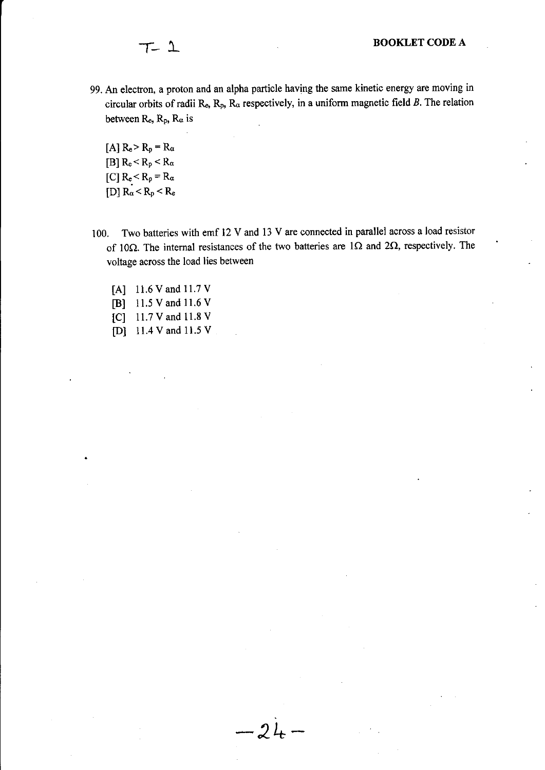99. An electron, a proton and an alpha particle having the same kinetic energy are moving in circular orbits of radii $R_e$, $R_p$, $R_\alpha$ respectively, in a uniform magnetic field $B$. The relation between $R_e$, $R_p$, $R_\alpha$ is

[A] $R_e > R_p = R_\alpha$
[B] $R_e < R_p < R_\alpha$
[C] $R_e < R_p = R_\alpha$
[D] $R_\alpha < R_p < R_e$

100. Two batteries with emf 12 V and 13 V are connected in parallel across a load resistor of $10\Omega$. The internal resistances of the two batteries are $1\Omega$ and $2\Omega$, respectively. The voltage across the load lies between

[A] 11.6 V and 11.7 V
[B] 11.5 V and 11.6 V
[C] 11.7 V and 11.8 V
[D] 11.4 V and 11.5 V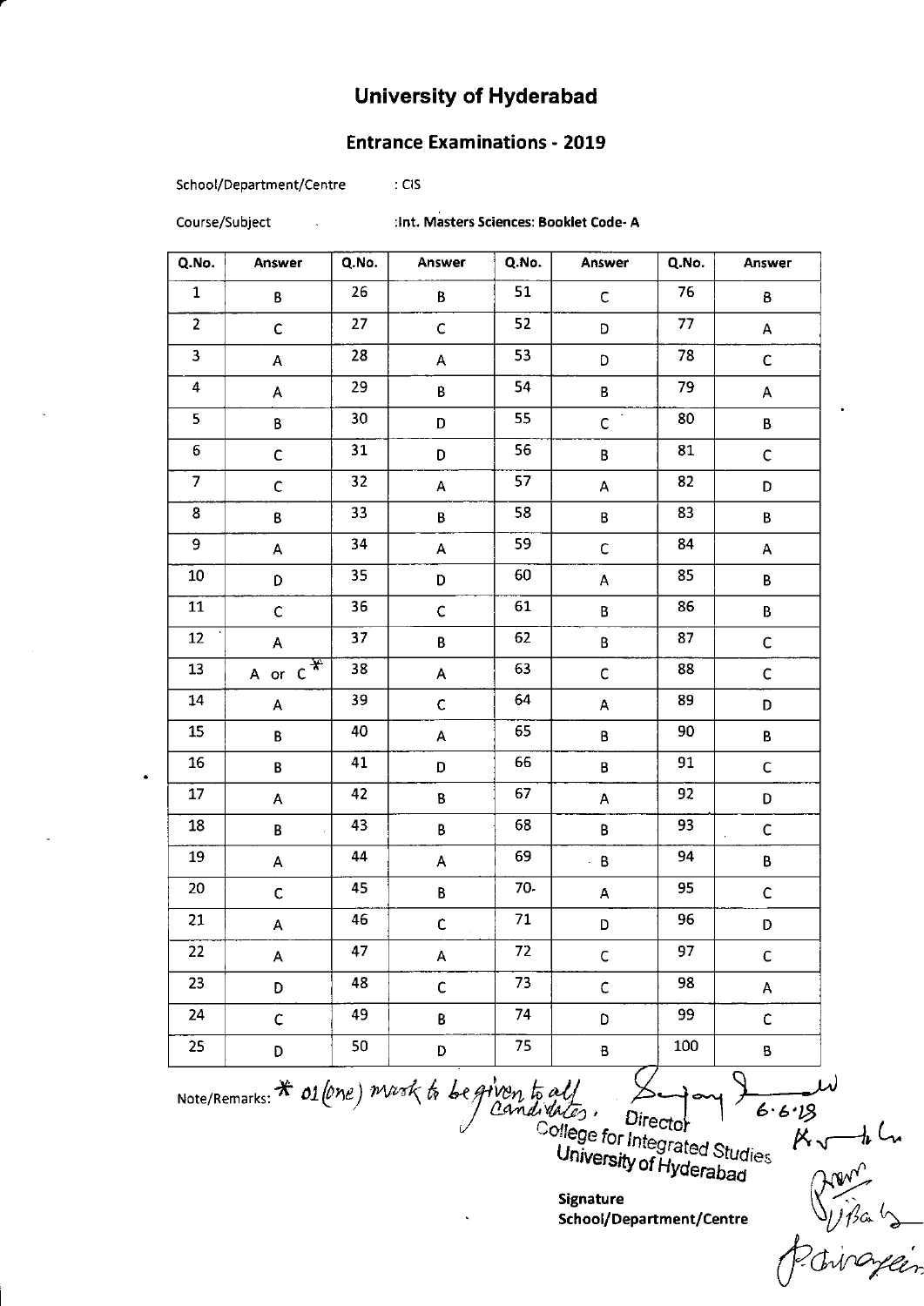# University of Hyderabad

## Entrance Examinations - 2019

School/Department/Centre : CIS

Course/Subject : Int. Masters Sciences: Booklet Code- A

| Q.No. | Answer | Q.No. | Answer | Q.No. | Answer | Q.No. | Answer |
|---|---|---|---|---|---|---|---|
| 1 | B | 26 | B | 51 | C | 76 | B |
| 2 | C | 27 | C | 52 | D | 77 | A |
| 3 | A | 28 | A | 53 | D | 78 | C |
| 4 | A | 29 | B | 54 | B | 79 | A |
| 5 | B | 30 | D | 55 | C | 80 | B |
| 6 | C | 31 | D | 56 | B | 81 | C |
| 7 | C | 32 | A | 57 | A | 82 | D |
| 8 | B | 33 | B | 58 | B | 83 | B |
| 9 | A | 34 | A | 59 | C | 84 | A |
| 10 | D | 35 | D | 60 | A | 85 | B |
| 11 | C | 36 | C | 61 | B | 86 | B |
| 12 | A | 37 | B | 62 | B | 87 | C |
| 13 | A or C * | 38 | A | 63 | C | 88 | C |
| 14 | A | 39 | C | 64 | A | 89 | D |
| 15 | B | 40 | A | 65 | B | 90 | B |
| 16 | B | 41 | D | 66 | B | 91 | C |
| 17 | A | 42 | B | 67 | A | 92 | D |
| 18 | B | 43 | B | 68 | B | 93 | C |
| 19 | A | 44 | A | 69 | B | 94 | B |
| 20 | C | 45 | B | 70 | A | 95 | C |
| 21 | A | 46 | C | 71 | D | 96 | D |
| 22 | A | 47 | A | 72 | C | 97 | C |
| 23 | D | 48 | C | 73 | C | 98 | A |
| 24 | C | 49 | B | 74 | D | 99 | C |
| 25 | D | 50 | D | 75 | B | 100 | B |

Note/Remarks: * 01(one) mark to be given to all candidates.

6.6.19

Director
College for Integrated Studies
University of Hyderabad

Signature
School/Department/Centre